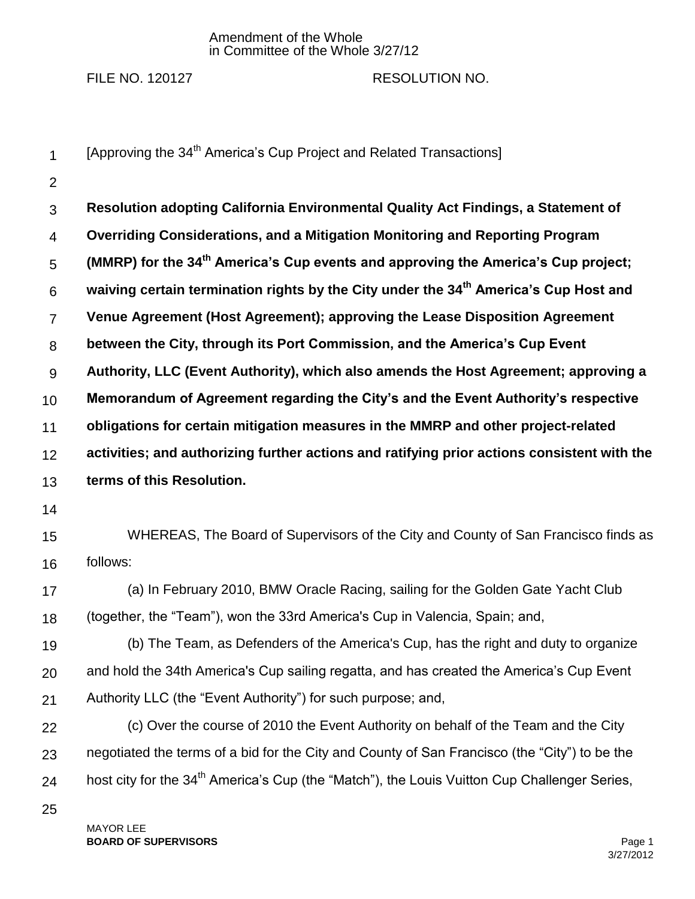Amendment of the Whole
in Committee of the Whole 3/27/12

FILE NO. 120127 RESOLUTION NO.

[Approving the 34th America's Cup Project and Related Transactions]

**Resolution adopting California Environmental Quality Act Findings, a Statement of Overriding Considerations, and a Mitigation Monitoring and Reporting Program (MMRP) for the 34th America's Cup events and approving the America's Cup project; waiving certain termination rights by the City under the 34th America's Cup Host and Venue Agreement (Host Agreement); approving the Lease Disposition Agreement between the City, through its Port Commission, and the America's Cup Event Authority, LLC (Event Authority), which also amends the Host Agreement; approving a Memorandum of Agreement regarding the City's and the Event Authority's respective obligations for certain mitigation measures in the MMRP and other project-related activities; and authorizing further actions and ratifying prior actions consistent with the terms of this Resolution.**

WHEREAS, The Board of Supervisors of the City and County of San Francisco finds as follows:

(a) In February 2010, BMW Oracle Racing, sailing for the Golden Gate Yacht Club (together, the "Team"), won the 33rd America's Cup in Valencia, Spain; and,

(b) The Team, as Defenders of the America's Cup, has the right and duty to organize and hold the 34th America's Cup sailing regatta, and has created the America's Cup Event Authority LLC (the "Event Authority") for such purpose; and,

(c) Over the course of 2010 the Event Authority on behalf of the Team and the City negotiated the terms of a bid for the City and County of San Francisco (the "City") to be the host city for the 34th America's Cup (the "Match"), the Louis Vuitton Cup Challenger Series,

MAYOR LEE
**BOARD OF SUPERVISORS**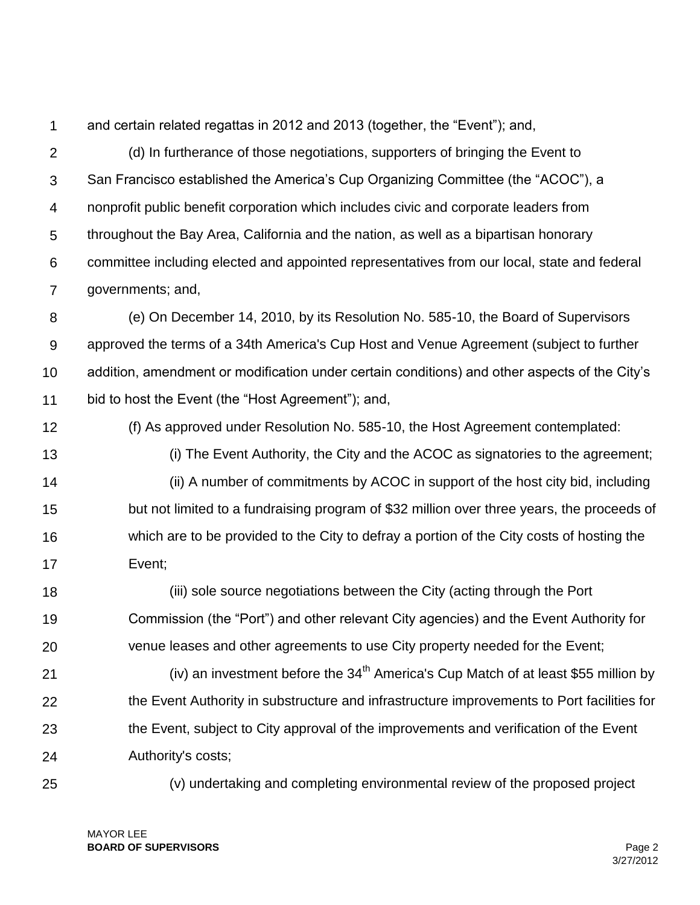and certain related regattas in 2012 and 2013 (together, the “Event”); and,

(d) In furtherance of those negotiations, supporters of bringing the Event to San Francisco established the America’s Cup Organizing Committee (the “ACOC”), a nonprofit public benefit corporation which includes civic and corporate leaders from throughout the Bay Area, California and the nation, as well as a bipartisan honorary committee including elected and appointed representatives from our local, state and federal governments; and,

(e) On December 14, 2010, by its Resolution No. 585-10, the Board of Supervisors approved the terms of a 34th America's Cup Host and Venue Agreement (subject to further addition, amendment or modification under certain conditions) and other aspects of the City’s bid to host the Event (the “Host Agreement”); and,

(f) As approved under Resolution No. 585-10, the Host Agreement contemplated:

(i) The Event Authority, the City and the ACOC as signatories to the agreement;

(ii) A number of commitments by ACOC in support of the host city bid, including but not limited to a fundraising program of $32 million over three years, the proceeds of which are to be provided to the City to defray a portion of the City costs of hosting the Event;

(iii) sole source negotiations between the City (acting through the Port Commission (the “Port”) and other relevant City agencies) and the Event Authority for venue leases and other agreements to use City property needed for the Event;

(iv) an investment before the 34th America's Cup Match of at least $55 million by the Event Authority in substructure and infrastructure improvements to Port facilities for the Event, subject to City approval of the improvements and verification of the Event Authority's costs;

(v) undertaking and completing environmental review of the proposed project

MAYOR LEE
**BOARD OF SUPERVISORS**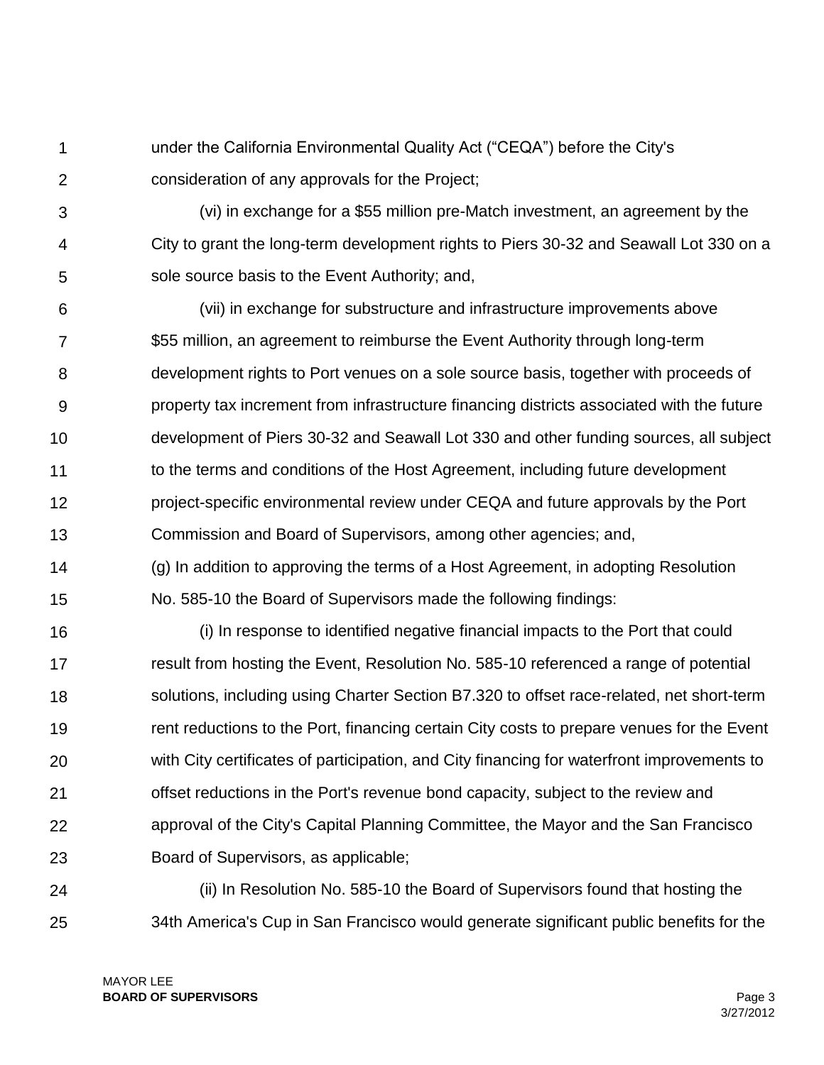under the California Environmental Quality Act ("CEQA") before the City's consideration of any approvals for the Project;

(vi) in exchange for a $55 million pre-Match investment, an agreement by the City to grant the long-term development rights to Piers 30-32 and Seawall Lot 330 on a sole source basis to the Event Authority; and,

(vii) in exchange for substructure and infrastructure improvements above $55 million, an agreement to reimburse the Event Authority through long-term development rights to Port venues on a sole source basis, together with proceeds of property tax increment from infrastructure financing districts associated with the future development of Piers 30-32 and Seawall Lot 330 and other funding sources, all subject to the terms and conditions of the Host Agreement, including future development project-specific environmental review under CEQA and future approvals by the Port Commission and Board of Supervisors, among other agencies; and,

(g) In addition to approving the terms of a Host Agreement, in adopting Resolution No. 585-10 the Board of Supervisors made the following findings:

(i) In response to identified negative financial impacts to the Port that could result from hosting the Event, Resolution No. 585-10 referenced a range of potential solutions, including using Charter Section B7.320 to offset race-related, net short-term rent reductions to the Port, financing certain City costs to prepare venues for the Event with City certificates of participation, and City financing for waterfront improvements to offset reductions in the Port's revenue bond capacity, subject to the review and approval of the City's Capital Planning Committee, the Mayor and the San Francisco Board of Supervisors, as applicable;

(ii) In Resolution No. 585-10 the Board of Supervisors found that hosting the 34th America's Cup in San Francisco would generate significant public benefits for the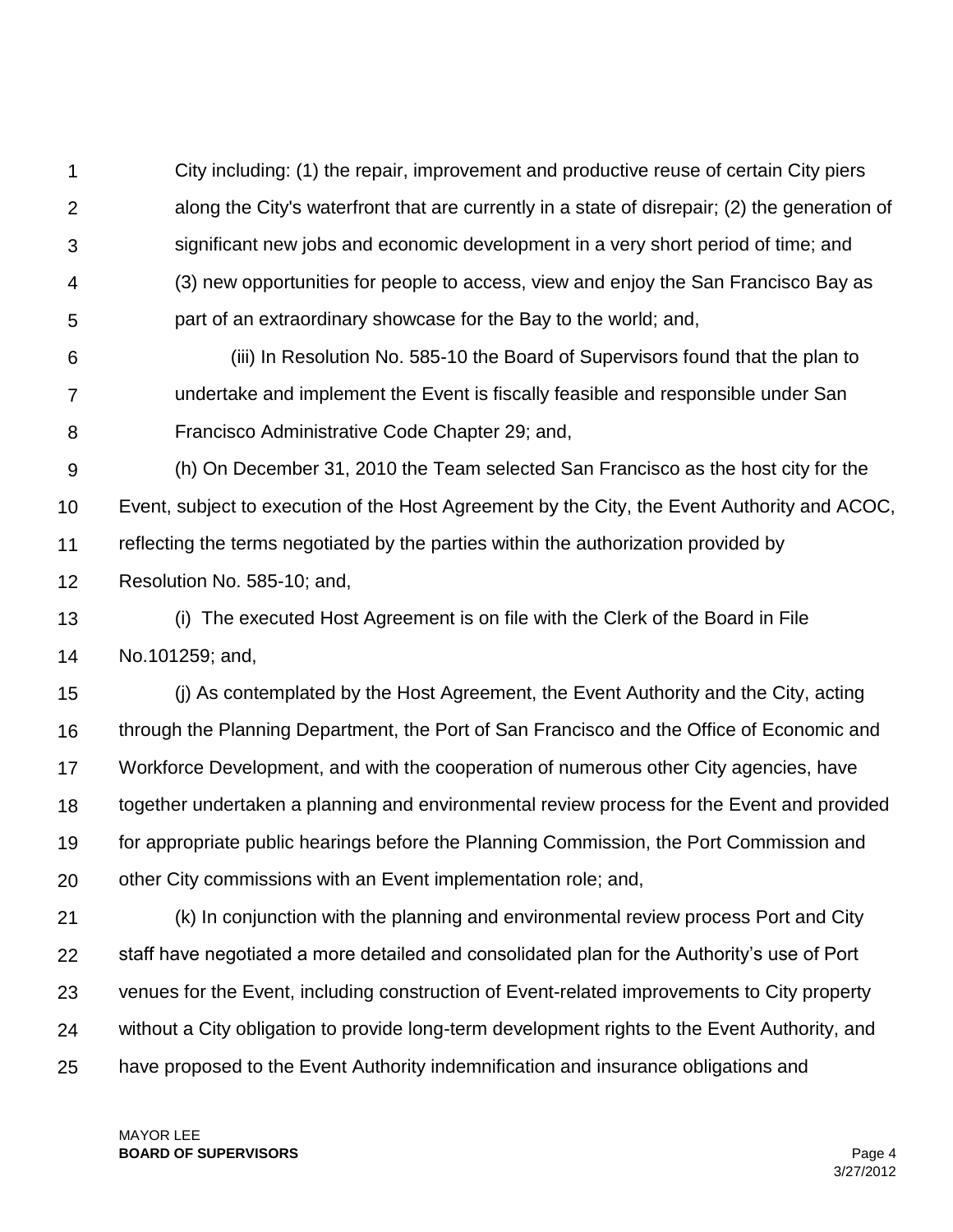City including: (1) the repair, improvement and productive reuse of certain City piers along the City's waterfront that are currently in a state of disrepair; (2) the generation of significant new jobs and economic development in a very short period of time; and (3) new opportunities for people to access, view and enjoy the San Francisco Bay as part of an extraordinary showcase for the Bay to the world; and,

(iii) In Resolution No. 585-10 the Board of Supervisors found that the plan to undertake and implement the Event is fiscally feasible and responsible under San Francisco Administrative Code Chapter 29; and,

(h) On December 31, 2010 the Team selected San Francisco as the host city for the Event, subject to execution of the Host Agreement by the City, the Event Authority and ACOC, reflecting the terms negotiated by the parties within the authorization provided by Resolution No. 585-10; and,

(i) The executed Host Agreement is on file with the Clerk of the Board in File No.101259; and,

(j) As contemplated by the Host Agreement, the Event Authority and the City, acting through the Planning Department, the Port of San Francisco and the Office of Economic and Workforce Development, and with the cooperation of numerous other City agencies, have together undertaken a planning and environmental review process for the Event and provided for appropriate public hearings before the Planning Commission, the Port Commission and other City commissions with an Event implementation role; and,

(k) In conjunction with the planning and environmental review process Port and City staff have negotiated a more detailed and consolidated plan for the Authority's use of Port venues for the Event, including construction of Event-related improvements to City property without a City obligation to provide long-term development rights to the Event Authority, and have proposed to the Event Authority indemnification and insurance obligations and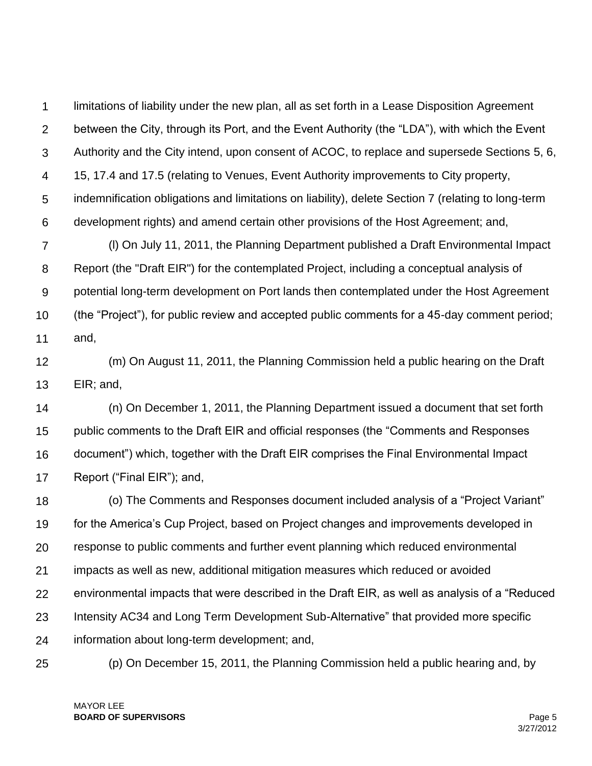limitations of liability under the new plan, all as set forth in a Lease Disposition Agreement between the City, through its Port, and the Event Authority (the "LDA"), with which the Event Authority and the City intend, upon consent of ACOC, to replace and supersede Sections 5, 6, 15, 17.4 and 17.5 (relating to Venues, Event Authority improvements to City property, indemnification obligations and limitations on liability), delete Section 7 (relating to long-term development rights) and amend certain other provisions of the Host Agreement; and,

(l) On July 11, 2011, the Planning Department published a Draft Environmental Impact Report (the "Draft EIR") for the contemplated Project, including a conceptual analysis of potential long-term development on Port lands then contemplated under the Host Agreement (the "Project"), for public review and accepted public comments for a 45-day comment period; and,

(m) On August 11, 2011, the Planning Commission held a public hearing on the Draft EIR; and,

(n) On December 1, 2011, the Planning Department issued a document that set forth public comments to the Draft EIR and official responses (the "Comments and Responses document") which, together with the Draft EIR comprises the Final Environmental Impact Report ("Final EIR"); and,

(o) The Comments and Responses document included analysis of a "Project Variant" for the America's Cup Project, based on Project changes and improvements developed in response to public comments and further event planning which reduced environmental impacts as well as new, additional mitigation measures which reduced or avoided environmental impacts that were described in the Draft EIR, as well as analysis of a "Reduced Intensity AC34 and Long Term Development Sub-Alternative" that provided more specific information about long-term development; and,

(p) On December 15, 2011, the Planning Commission held a public hearing and, by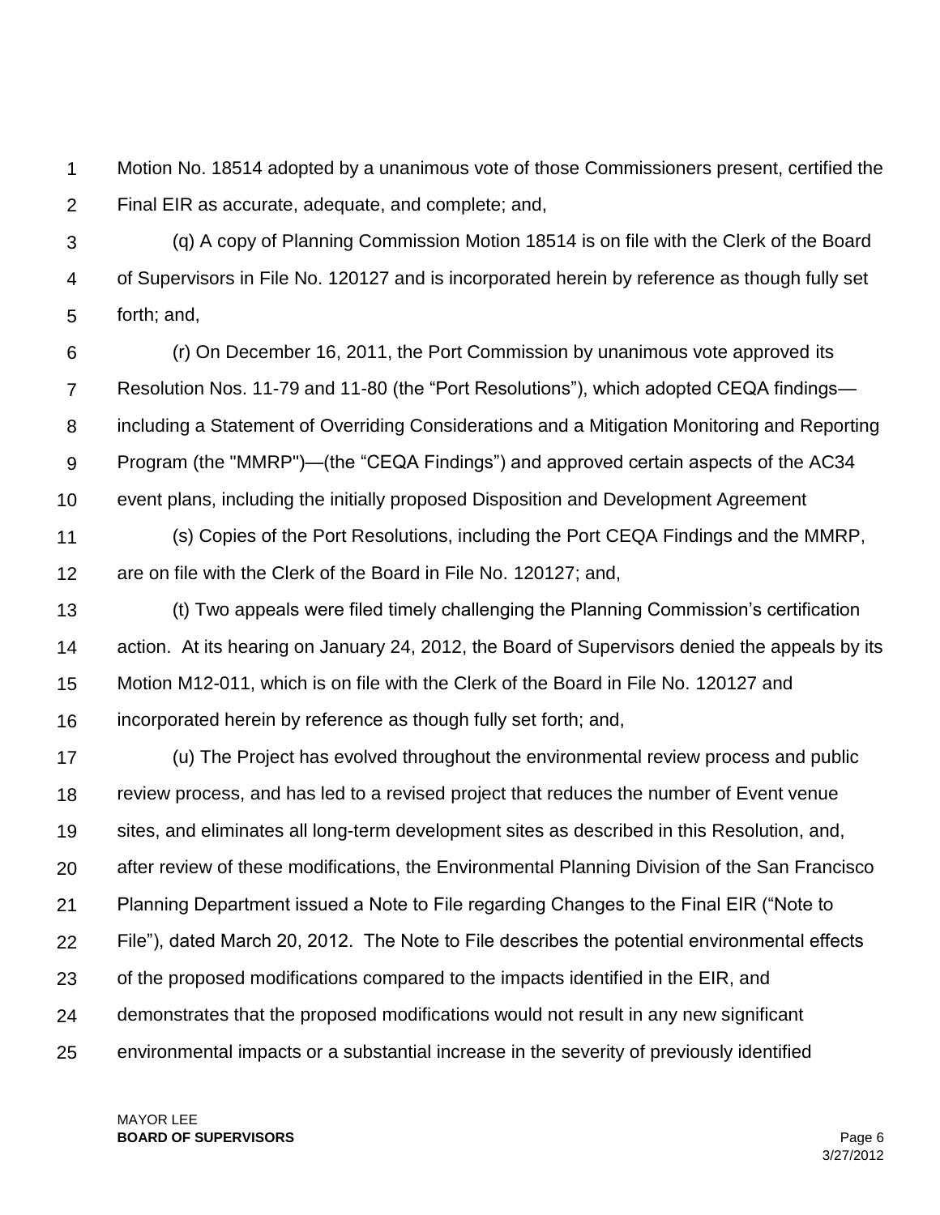Motion No. 18514 adopted by a unanimous vote of those Commissioners present, certified the Final EIR as accurate, adequate, and complete; and,

(q) A copy of Planning Commission Motion 18514 is on file with the Clerk of the Board of Supervisors in File No. 120127 and is incorporated herein by reference as though fully set forth; and,

(r) On December 16, 2011, the Port Commission by unanimous vote approved its Resolution Nos. 11-79 and 11-80 (the "Port Resolutions"), which adopted CEQA findings—including a Statement of Overriding Considerations and a Mitigation Monitoring and Reporting Program (the "MMRP")—(the "CEQA Findings") and approved certain aspects of the AC34 event plans, including the initially proposed Disposition and Development Agreement

(s) Copies of the Port Resolutions, including the Port CEQA Findings and the MMRP, are on file with the Clerk of the Board in File No. 120127; and,

(t) Two appeals were filed timely challenging the Planning Commission's certification action. At its hearing on January 24, 2012, the Board of Supervisors denied the appeals by its Motion M12-011, which is on file with the Clerk of the Board in File No. 120127 and incorporated herein by reference as though fully set forth; and,

(u) The Project has evolved throughout the environmental review process and public review process, and has led to a revised project that reduces the number of Event venue sites, and eliminates all long-term development sites as described in this Resolution, and, after review of these modifications, the Environmental Planning Division of the San Francisco Planning Department issued a Note to File regarding Changes to the Final EIR ("Note to File"), dated March 20, 2012. The Note to File describes the potential environmental effects of the proposed modifications compared to the impacts identified in the EIR, and demonstrates that the proposed modifications would not result in any new significant environmental impacts or a substantial increase in the severity of previously identified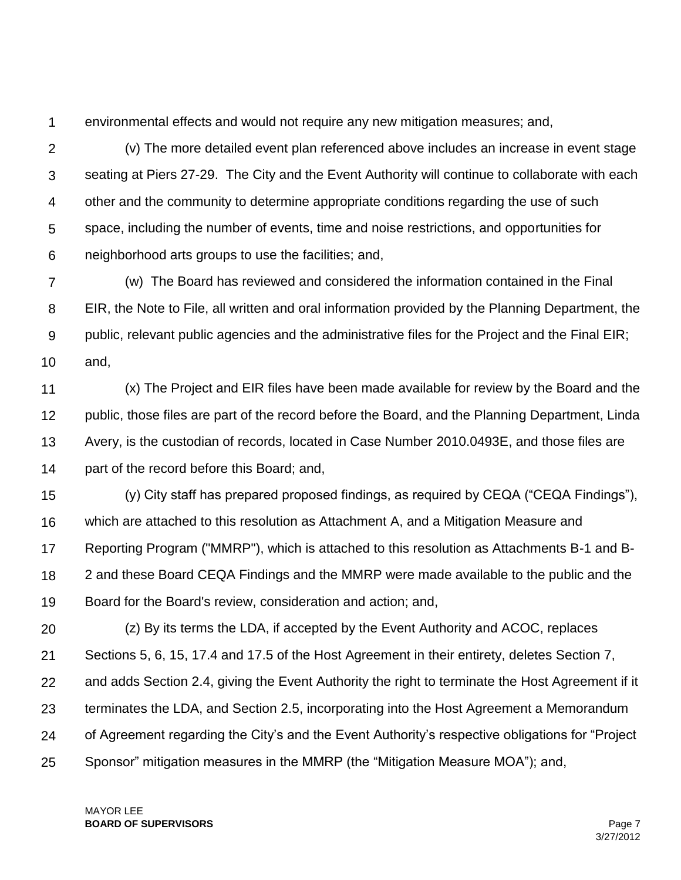environmental effects and would not require any new mitigation measures; and,

(v) The more detailed event plan referenced above includes an increase in event stage seating at Piers 27-29. The City and the Event Authority will continue to collaborate with each other and the community to determine appropriate conditions regarding the use of such space, including the number of events, time and noise restrictions, and opportunities for neighborhood arts groups to use the facilities; and,

(w) The Board has reviewed and considered the information contained in the Final EIR, the Note to File, all written and oral information provided by the Planning Department, the public, relevant public agencies and the administrative files for the Project and the Final EIR; and,

(x) The Project and EIR files have been made available for review by the Board and the public, those files are part of the record before the Board, and the Planning Department, Linda Avery, is the custodian of records, located in Case Number 2010.0493E, and those files are part of the record before this Board; and,

(y) City staff has prepared proposed findings, as required by CEQA ("CEQA Findings"), which are attached to this resolution as Attachment A, and a Mitigation Measure and Reporting Program ("MMRP"), which is attached to this resolution as Attachments B-1 and B-2 and these Board CEQA Findings and the MMRP were made available to the public and the Board for the Board's review, consideration and action; and,

(z) By its terms the LDA, if accepted by the Event Authority and ACOC, replaces Sections 5, 6, 15, 17.4 and 17.5 of the Host Agreement in their entirety, deletes Section 7, and adds Section 2.4, giving the Event Authority the right to terminate the Host Agreement if it terminates the LDA, and Section 2.5, incorporating into the Host Agreement a Memorandum of Agreement regarding the City's and the Event Authority's respective obligations for "Project Sponsor" mitigation measures in the MMRP (the "Mitigation Measure MOA"); and,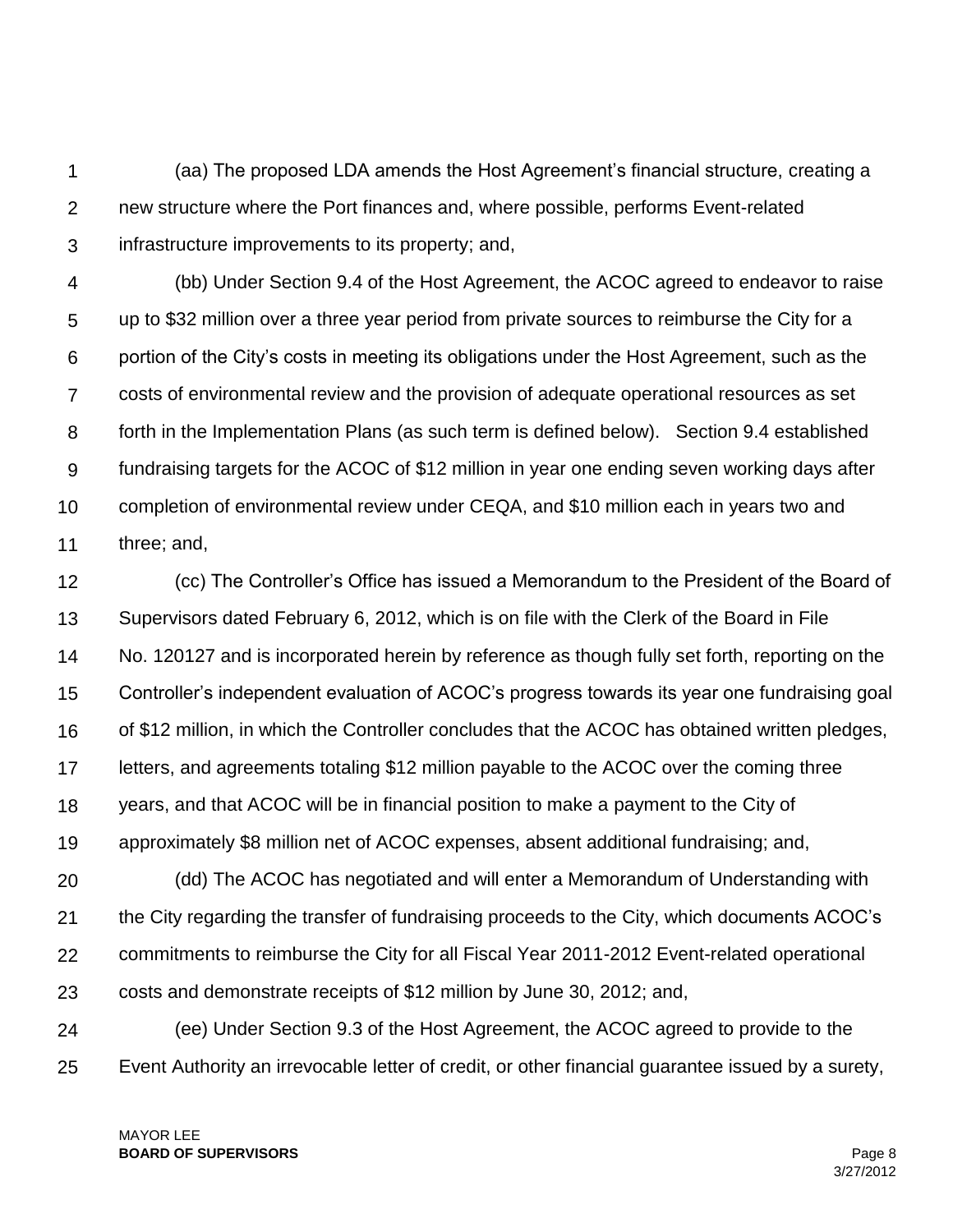(aa) The proposed LDA amends the Host Agreement's financial structure, creating a new structure where the Port finances and, where possible, performs Event-related infrastructure improvements to its property; and,

(bb) Under Section 9.4 of the Host Agreement, the ACOC agreed to endeavor to raise up to $32 million over a three year period from private sources to reimburse the City for a portion of the City's costs in meeting its obligations under the Host Agreement, such as the costs of environmental review and the provision of adequate operational resources as set forth in the Implementation Plans (as such term is defined below). Section 9.4 established fundraising targets for the ACOC of $12 million in year one ending seven working days after completion of environmental review under CEQA, and $10 million each in years two and three; and,

(cc) The Controller's Office has issued a Memorandum to the President of the Board of Supervisors dated February 6, 2012, which is on file with the Clerk of the Board in File No. 120127 and is incorporated herein by reference as though fully set forth, reporting on the Controller's independent evaluation of ACOC's progress towards its year one fundraising goal of $12 million, in which the Controller concludes that the ACOC has obtained written pledges, letters, and agreements totaling $12 million payable to the ACOC over the coming three years, and that ACOC will be in financial position to make a payment to the City of approximately $8 million net of ACOC expenses, absent additional fundraising; and,

(dd) The ACOC has negotiated and will enter a Memorandum of Understanding with the City regarding the transfer of fundraising proceeds to the City, which documents ACOC's commitments to reimburse the City for all Fiscal Year 2011-2012 Event-related operational costs and demonstrate receipts of $12 million by June 30, 2012; and,

(ee) Under Section 9.3 of the Host Agreement, the ACOC agreed to provide to the Event Authority an irrevocable letter of credit, or other financial guarantee issued by a surety,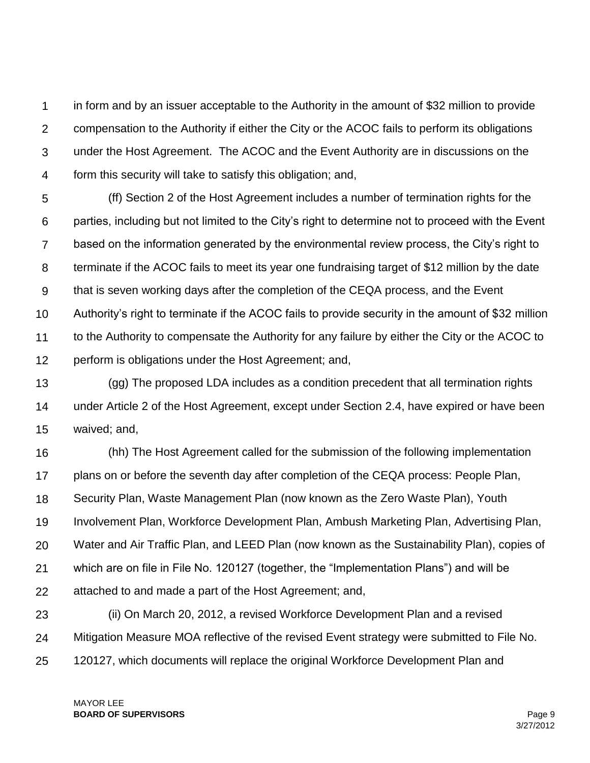in form and by an issuer acceptable to the Authority in the amount of $32 million to provide compensation to the Authority if either the City or the ACOC fails to perform its obligations under the Host Agreement. The ACOC and the Event Authority are in discussions on the form this security will take to satisfy this obligation; and,

(ff) Section 2 of the Host Agreement includes a number of termination rights for the parties, including but not limited to the City's right to determine not to proceed with the Event based on the information generated by the environmental review process, the City's right to terminate if the ACOC fails to meet its year one fundraising target of $12 million by the date that is seven working days after the completion of the CEQA process, and the Event Authority's right to terminate if the ACOC fails to provide security in the amount of $32 million to the Authority to compensate the Authority for any failure by either the City or the ACOC to perform is obligations under the Host Agreement; and,

(gg) The proposed LDA includes as a condition precedent that all termination rights under Article 2 of the Host Agreement, except under Section 2.4, have expired or have been waived; and,

(hh) The Host Agreement called for the submission of the following implementation plans on or before the seventh day after completion of the CEQA process: People Plan, Security Plan, Waste Management Plan (now known as the Zero Waste Plan), Youth Involvement Plan, Workforce Development Plan, Ambush Marketing Plan, Advertising Plan, Water and Air Traffic Plan, and LEED Plan (now known as the Sustainability Plan), copies of which are on file in File No. 120127 (together, the "Implementation Plans") and will be attached to and made a part of the Host Agreement; and,

(ii) On March 20, 2012, a revised Workforce Development Plan and a revised Mitigation Measure MOA reflective of the revised Event strategy were submitted to File No. 120127, which documents will replace the original Workforce Development Plan and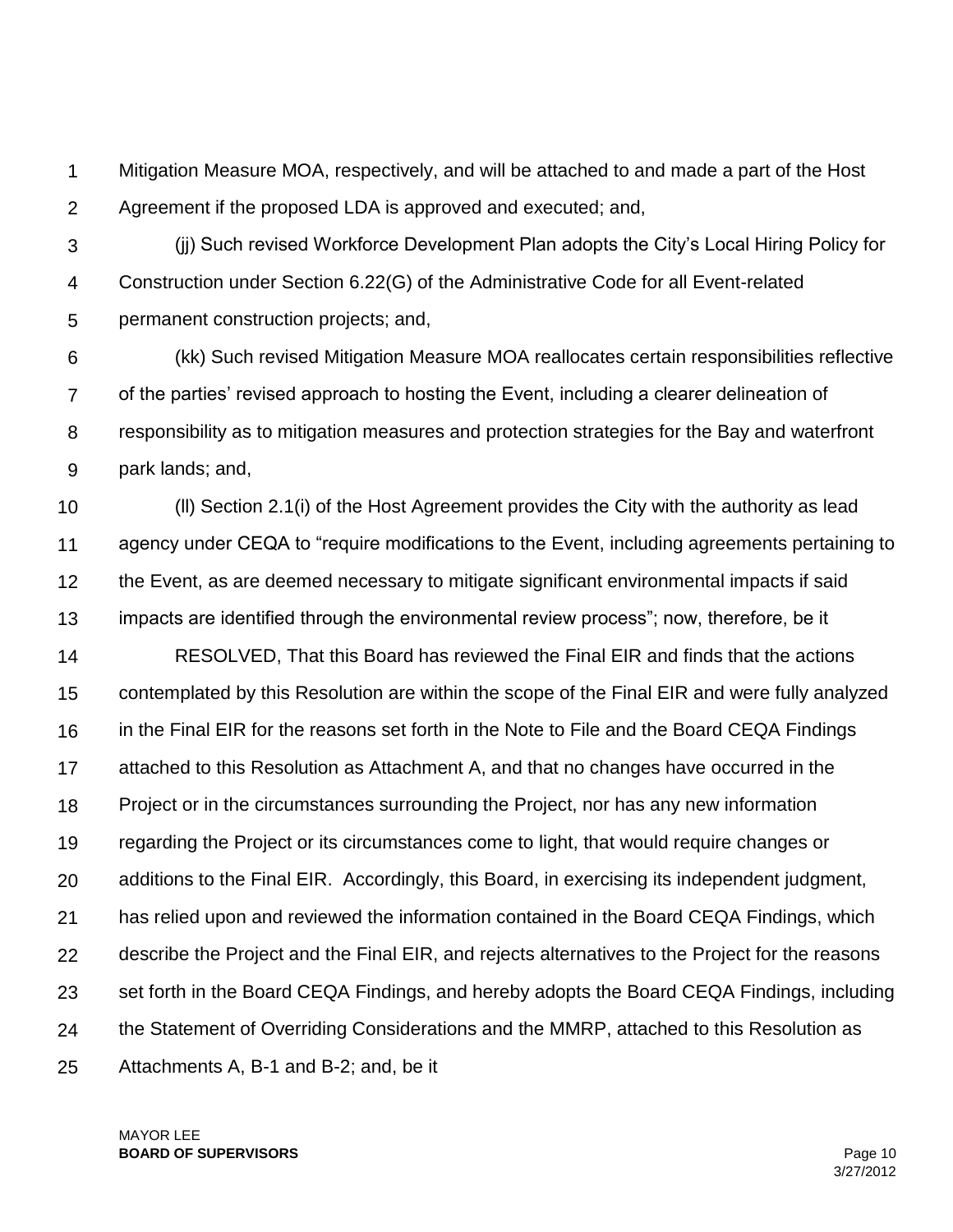Mitigation Measure MOA, respectively, and will be attached to and made a part of the Host Agreement if the proposed LDA is approved and executed; and,

(jj) Such revised Workforce Development Plan adopts the City's Local Hiring Policy for Construction under Section 6.22(G) of the Administrative Code for all Event-related permanent construction projects; and,

(kk) Such revised Mitigation Measure MOA reallocates certain responsibilities reflective of the parties' revised approach to hosting the Event, including a clearer delineation of responsibility as to mitigation measures and protection strategies for the Bay and waterfront park lands; and,

(ll) Section 2.1(i) of the Host Agreement provides the City with the authority as lead agency under CEQA to "require modifications to the Event, including agreements pertaining to the Event, as are deemed necessary to mitigate significant environmental impacts if said impacts are identified through the environmental review process"; now, therefore, be it

RESOLVED, That this Board has reviewed the Final EIR and finds that the actions contemplated by this Resolution are within the scope of the Final EIR and were fully analyzed in the Final EIR for the reasons set forth in the Note to File and the Board CEQA Findings attached to this Resolution as Attachment A, and that no changes have occurred in the Project or in the circumstances surrounding the Project, nor has any new information regarding the Project or its circumstances come to light, that would require changes or additions to the Final EIR. Accordingly, this Board, in exercising its independent judgment, has relied upon and reviewed the information contained in the Board CEQA Findings, which describe the Project and the Final EIR, and rejects alternatives to the Project for the reasons set forth in the Board CEQA Findings, and hereby adopts the Board CEQA Findings, including the Statement of Overriding Considerations and the MMRP, attached to this Resolution as Attachments A, B-1 and B-2; and, be it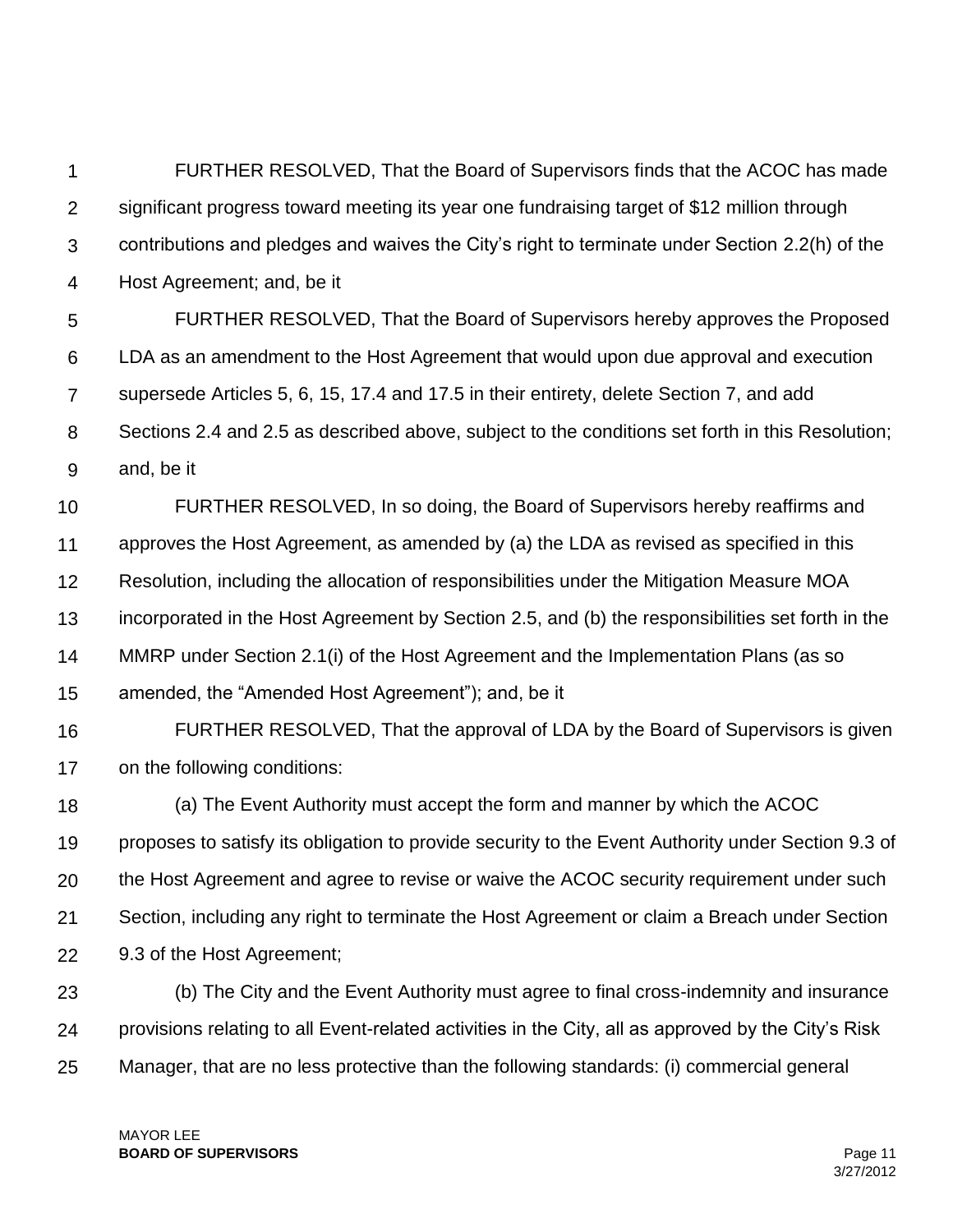FURTHER RESOLVED, That the Board of Supervisors finds that the ACOC has made significant progress toward meeting its year one fundraising target of $12 million through contributions and pledges and waives the City's right to terminate under Section 2.2(h) of the Host Agreement; and, be it

FURTHER RESOLVED, That the Board of Supervisors hereby approves the Proposed LDA as an amendment to the Host Agreement that would upon due approval and execution supersede Articles 5, 6, 15, 17.4 and 17.5 in their entirety, delete Section 7, and add Sections 2.4 and 2.5 as described above, subject to the conditions set forth in this Resolution; and, be it

FURTHER RESOLVED, In so doing, the Board of Supervisors hereby reaffirms and approves the Host Agreement, as amended by (a) the LDA as revised as specified in this Resolution, including the allocation of responsibilities under the Mitigation Measure MOA incorporated in the Host Agreement by Section 2.5, and (b) the responsibilities set forth in the MMRP under Section 2.1(i) of the Host Agreement and the Implementation Plans (as so amended, the "Amended Host Agreement"); and, be it

FURTHER RESOLVED, That the approval of LDA by the Board of Supervisors is given on the following conditions:

(a) The Event Authority must accept the form and manner by which the ACOC proposes to satisfy its obligation to provide security to the Event Authority under Section 9.3 of the Host Agreement and agree to revise or waive the ACOC security requirement under such Section, including any right to terminate the Host Agreement or claim a Breach under Section 9.3 of the Host Agreement;

(b) The City and the Event Authority must agree to final cross-indemnity and insurance provisions relating to all Event-related activities in the City, all as approved by the City's Risk Manager, that are no less protective than the following standards: (i) commercial general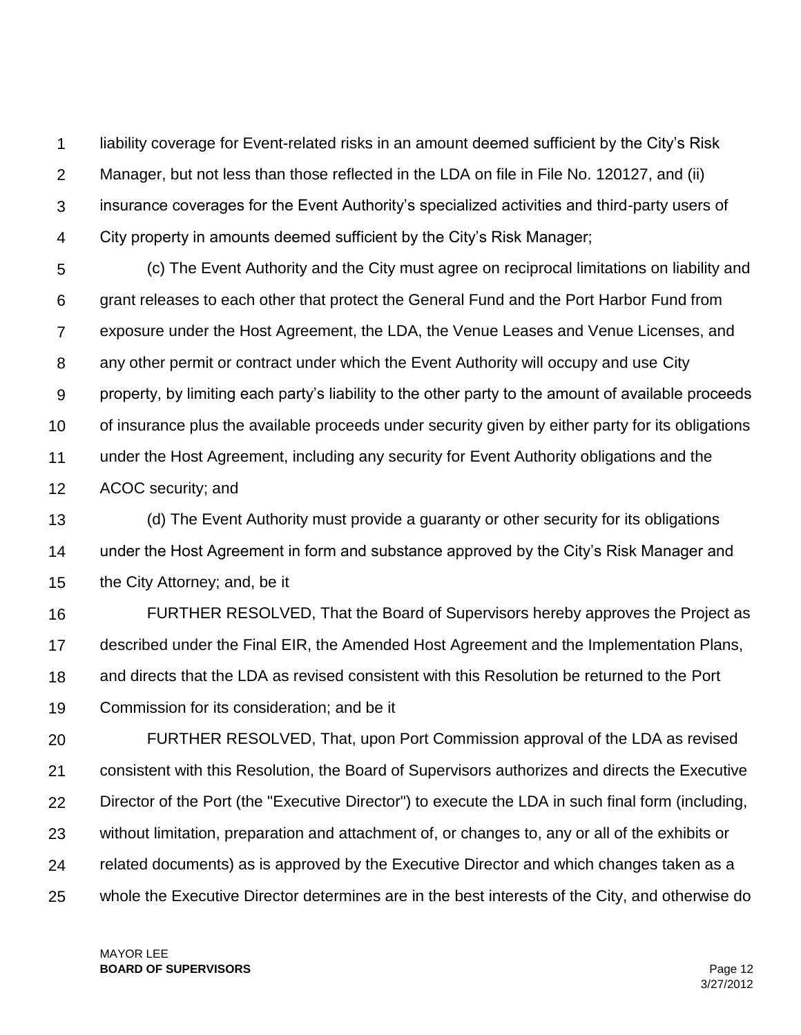liability coverage for Event-related risks in an amount deemed sufficient by the City's Risk Manager, but not less than those reflected in the LDA on file in File No. 120127, and (ii) insurance coverages for the Event Authority's specialized activities and third-party users of City property in amounts deemed sufficient by the City's Risk Manager;

(c) The Event Authority and the City must agree on reciprocal limitations on liability and grant releases to each other that protect the General Fund and the Port Harbor Fund from exposure under the Host Agreement, the LDA, the Venue Leases and Venue Licenses, and any other permit or contract under which the Event Authority will occupy and use City property, by limiting each party's liability to the other party to the amount of available proceeds of insurance plus the available proceeds under security given by either party for its obligations under the Host Agreement, including any security for Event Authority obligations and the ACOC security; and

(d) The Event Authority must provide a guaranty or other security for its obligations under the Host Agreement in form and substance approved by the City's Risk Manager and the City Attorney; and, be it

FURTHER RESOLVED, That the Board of Supervisors hereby approves the Project as described under the Final EIR, the Amended Host Agreement and the Implementation Plans, and directs that the LDA as revised consistent with this Resolution be returned to the Port Commission for its consideration; and be it

FURTHER RESOLVED, That, upon Port Commission approval of the LDA as revised consistent with this Resolution, the Board of Supervisors authorizes and directs the Executive Director of the Port (the "Executive Director") to execute the LDA in such final form (including, without limitation, preparation and attachment of, or changes to, any or all of the exhibits or related documents) as is approved by the Executive Director and which changes taken as a whole the Executive Director determines are in the best interests of the City, and otherwise do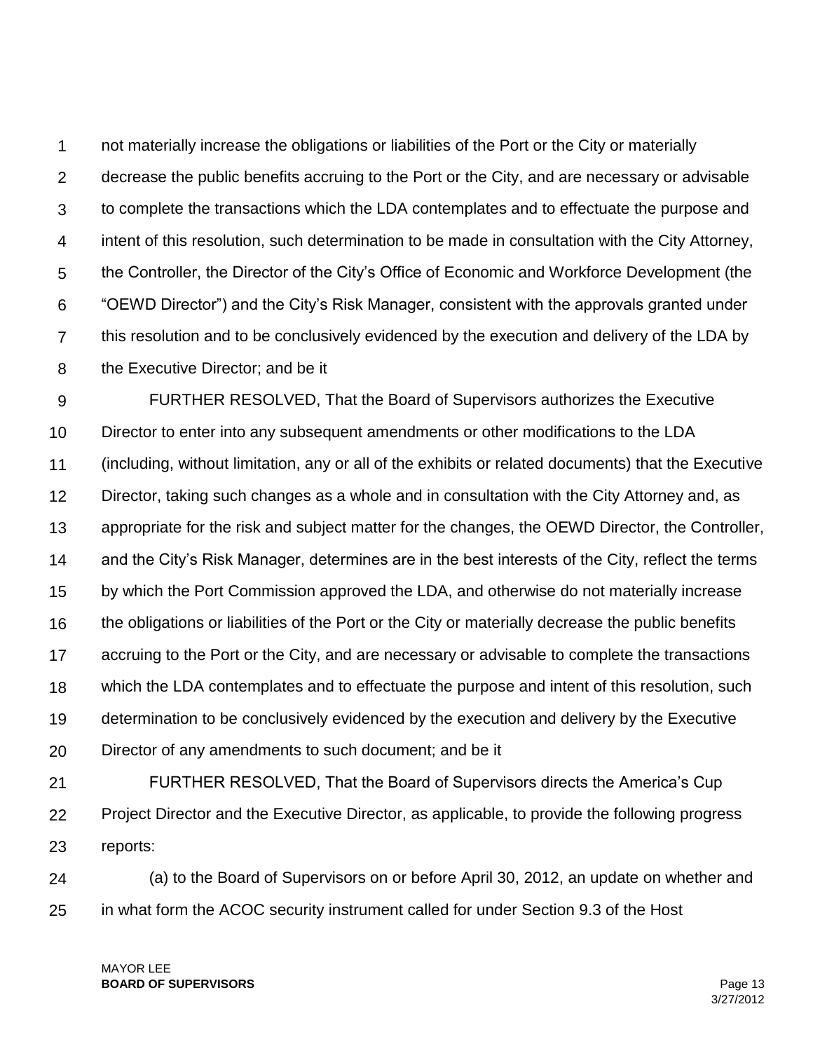not materially increase the obligations or liabilities of the Port or the City or materially decrease the public benefits accruing to the Port or the City, and are necessary or advisable to complete the transactions which the LDA contemplates and to effectuate the purpose and intent of this resolution, such determination to be made in consultation with the City Attorney, the Controller, the Director of the City's Office of Economic and Workforce Development (the "OEWD Director") and the City's Risk Manager, consistent with the approvals granted under this resolution and to be conclusively evidenced by the execution and delivery of the LDA by the Executive Director; and be it

FURTHER RESOLVED, That the Board of Supervisors authorizes the Executive Director to enter into any subsequent amendments or other modifications to the LDA (including, without limitation, any or all of the exhibits or related documents) that the Executive Director, taking such changes as a whole and in consultation with the City Attorney and, as appropriate for the risk and subject matter for the changes, the OEWD Director, the Controller, and the City's Risk Manager, determines are in the best interests of the City, reflect the terms by which the Port Commission approved the LDA, and otherwise do not materially increase the obligations or liabilities of the Port or the City or materially decrease the public benefits accruing to the Port or the City, and are necessary or advisable to complete the transactions which the LDA contemplates and to effectuate the purpose and intent of this resolution, such determination to be conclusively evidenced by the execution and delivery by the Executive Director of any amendments to such document; and be it

FURTHER RESOLVED, That the Board of Supervisors directs the America's Cup Project Director and the Executive Director, as applicable, to provide the following progress reports:

(a) to the Board of Supervisors on or before April 30, 2012, an update on whether and in what form the ACOC security instrument called for under Section 9.3 of the Host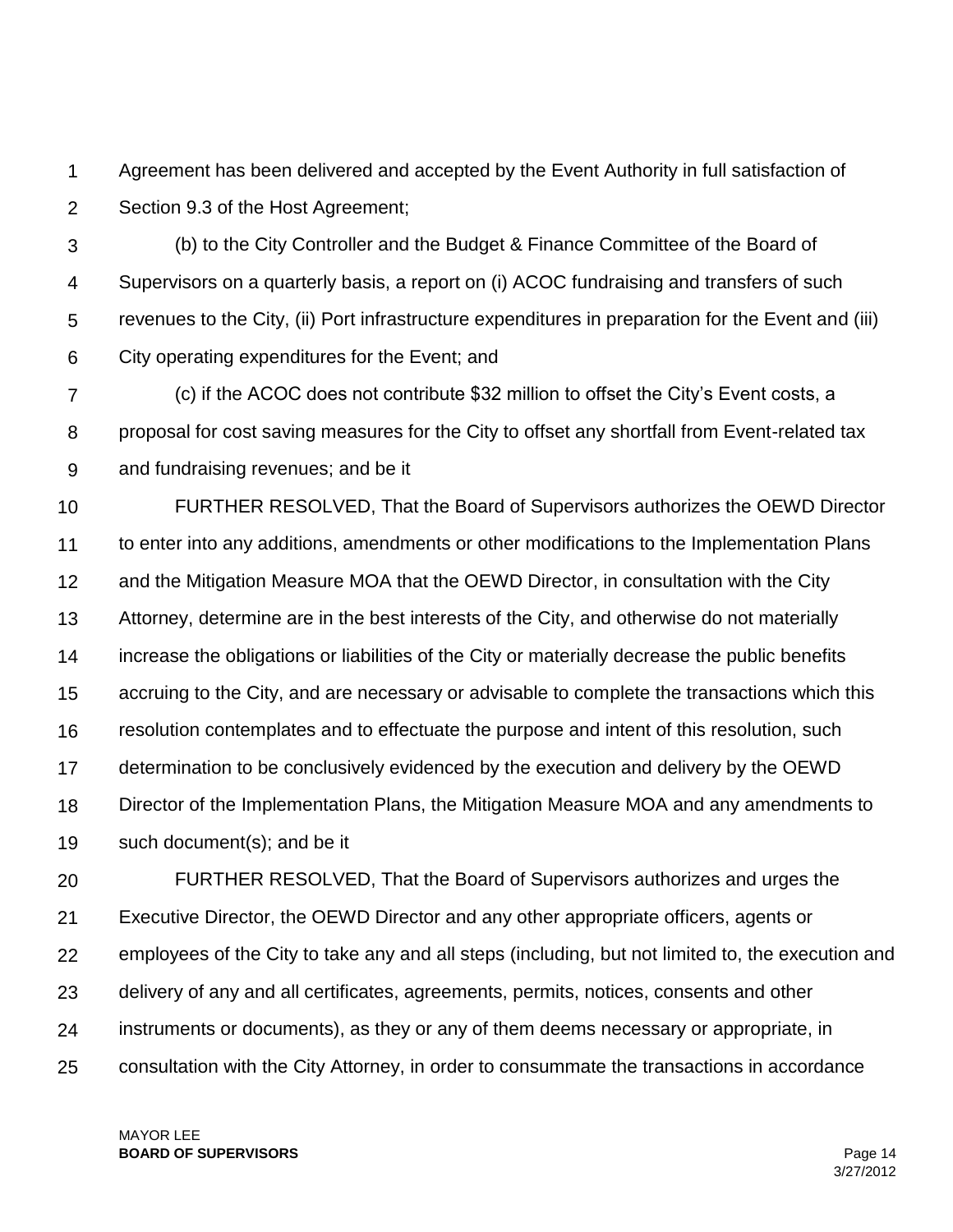Agreement has been delivered and accepted by the Event Authority in full satisfaction of Section 9.3 of the Host Agreement;

(b) to the City Controller and the Budget & Finance Committee of the Board of Supervisors on a quarterly basis, a report on (i) ACOC fundraising and transfers of such revenues to the City, (ii) Port infrastructure expenditures in preparation for the Event and (iii) City operating expenditures for the Event; and

(c) if the ACOC does not contribute $32 million to offset the City's Event costs, a proposal for cost saving measures for the City to offset any shortfall from Event-related tax and fundraising revenues; and be it

FURTHER RESOLVED, That the Board of Supervisors authorizes the OEWD Director to enter into any additions, amendments or other modifications to the Implementation Plans and the Mitigation Measure MOA that the OEWD Director, in consultation with the City Attorney, determine are in the best interests of the City, and otherwise do not materially increase the obligations or liabilities of the City or materially decrease the public benefits accruing to the City, and are necessary or advisable to complete the transactions which this resolution contemplates and to effectuate the purpose and intent of this resolution, such determination to be conclusively evidenced by the execution and delivery by the OEWD Director of the Implementation Plans, the Mitigation Measure MOA and any amendments to such document(s); and be it

FURTHER RESOLVED, That the Board of Supervisors authorizes and urges the Executive Director, the OEWD Director and any other appropriate officers, agents or employees of the City to take any and all steps (including, but not limited to, the execution and delivery of any and all certificates, agreements, permits, notices, consents and other instruments or documents), as they or any of them deems necessary or appropriate, in consultation with the City Attorney, in order to consummate the transactions in accordance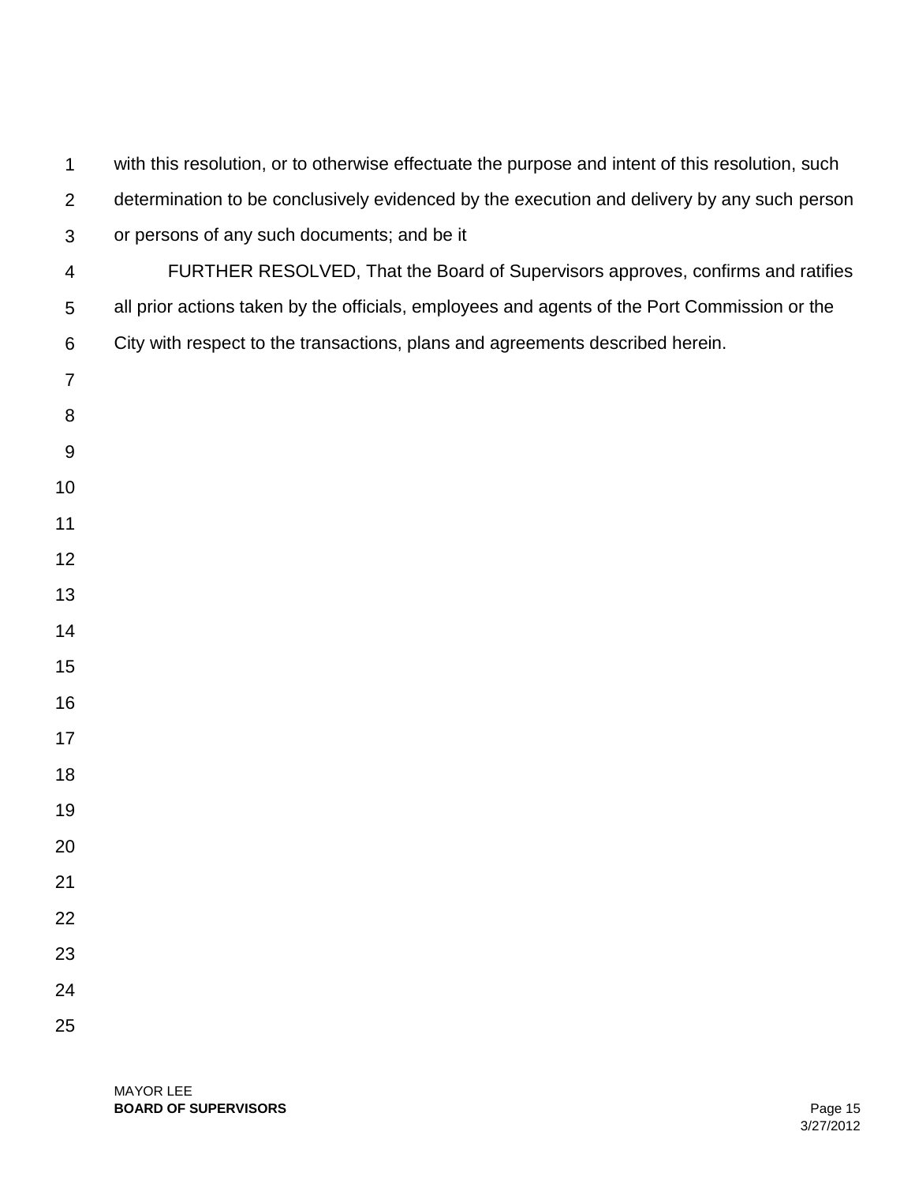with this resolution, or to otherwise effectuate the purpose and intent of this resolution, such determination to be conclusively evidenced by the execution and delivery by any such person or persons of any such documents; and be it

FURTHER RESOLVED, That the Board of Supervisors approves, confirms and ratifies all prior actions taken by the officials, employees and agents of the Port Commission or the City with respect to the transactions, plans and agreements described herein.